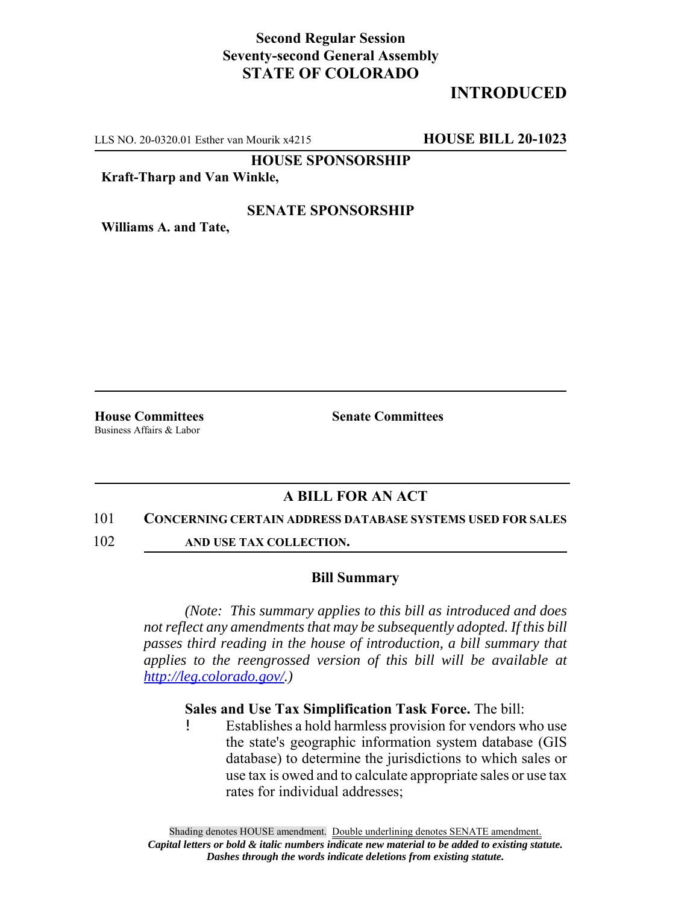**Second Regular Session**
**Seventy-second General Assembly**
**STATE OF COLORADO**

# INTRODUCED

LLS NO. 20-0320.01 Esther van Mourik x4215 **HOUSE BILL 20-1023**

**HOUSE SPONSORSHIP**

**Kraft-Tharp and Van Winkle,**

**SENATE SPONSORSHIP**

**Williams A. and Tate,**

**House Committees**
Business Affairs & Labor

**Senate Committees**

## A BILL FOR AN ACT

101 **CONCERNING CERTAIN ADDRESS DATABASE SYSTEMS USED FOR SALES**
102 **AND USE TAX COLLECTION.**

### Bill Summary

*(Note: This summary applies to this bill as introduced and does not reflect any amendments that may be subsequently adopted. If this bill passes third reading in the house of introduction, a bill summary that applies to the reengrossed version of this bill will be available at http://leg.colorado.gov/.)*

**Sales and Use Tax Simplification Task Force.** The bill:

- Establishes a hold harmless provision for vendors who use the state's geographic information system database (GIS database) to determine the jurisdictions to which sales or use tax is owed and to calculate appropriate sales or use tax rates for individual addresses;

Shading denotes HOUSE amendment. Double underlining denotes SENATE amendment.
*Capital letters or bold & italic numbers indicate new material to be added to existing statute.*
*Dashes through the words indicate deletions from existing statute.*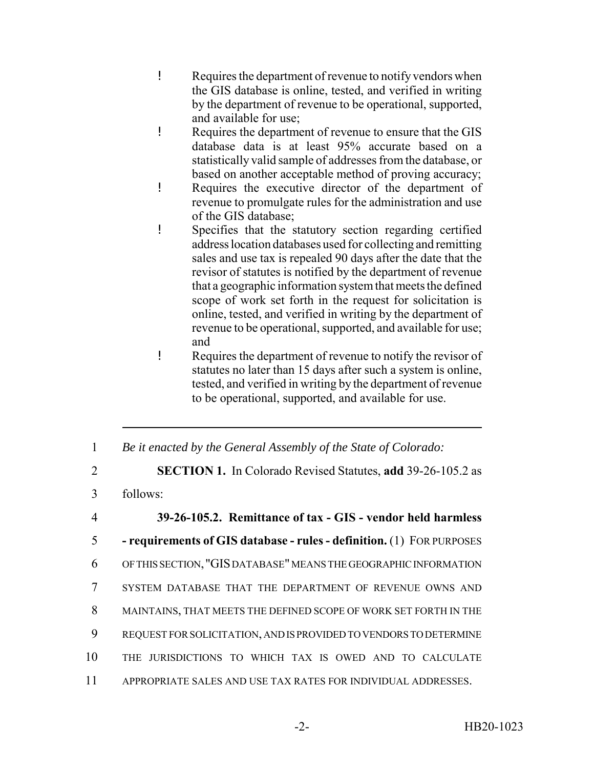- Requires the department of revenue to notify vendors when the GIS database is online, tested, and verified in writing by the department of revenue to be operational, supported, and available for use;
- Requires the department of revenue to ensure that the GIS database data is at least 95% accurate based on a statistically valid sample of addresses from the database, or based on another acceptable method of proving accuracy;
- Requires the executive director of the department of revenue to promulgate rules for the administration and use of the GIS database;
- Specifies that the statutory section regarding certified address location databases used for collecting and remitting sales and use tax is repealed 90 days after the date that the revisor of statutes is notified by the department of revenue that a geographic information system that meets the defined scope of work set forth in the request for solicitation is online, tested, and verified in writing by the department of revenue to be operational, supported, and available for use; and
- Requires the department of revenue to notify the revisor of statutes no later than 15 days after such a system is online, tested, and verified in writing by the department of revenue to be operational, supported, and available for use.

---

1 *Be it enacted by the General Assembly of the State of Colorado:*

2 **SECTION 1.** In Colorado Revised Statutes, **add** 39-26-105.2 as
3 follows:

4 **39-26-105.2. Remittance of tax - GIS - vendor held harmless**
5 **- requirements of GIS database - rules - definition.** (1) FOR PURPOSES
6 OF THIS SECTION, "GIS DATABASE" MEANS THE GEOGRAPHIC INFORMATION
7 SYSTEM DATABASE THAT THE DEPARTMENT OF REVENUE OWNS AND
8 MAINTAINS, THAT MEETS THE DEFINED SCOPE OF WORK SET FORTH IN THE
9 REQUEST FOR SOLICITATION, AND IS PROVIDED TO VENDORS TO DETERMINE
10 THE JURISDICTIONS TO WHICH TAX IS OWED AND TO CALCULATE
11 APPROPRIATE SALES AND USE TAX RATES FOR INDIVIDUAL ADDRESSES.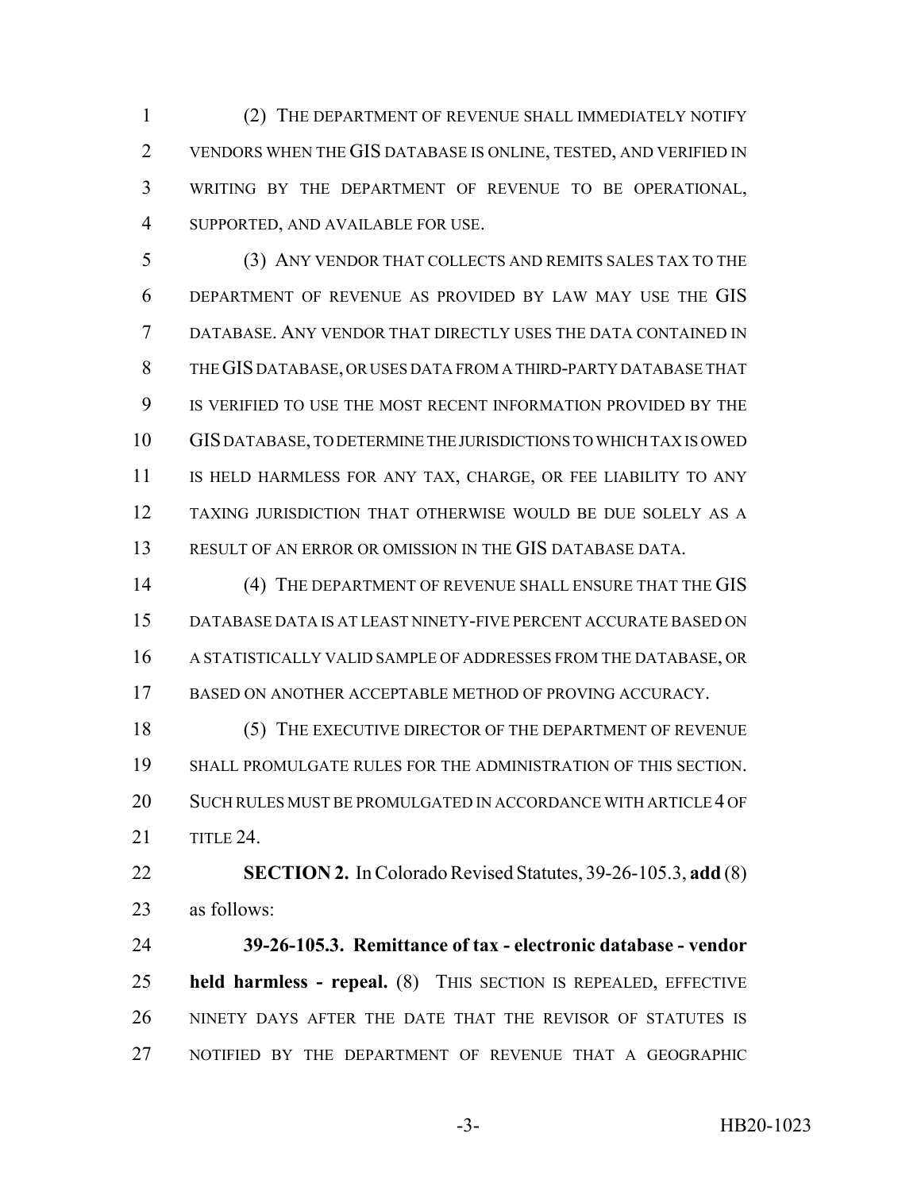(2) THE DEPARTMENT OF REVENUE SHALL IMMEDIATELY NOTIFY VENDORS WHEN THE GIS DATABASE IS ONLINE, TESTED, AND VERIFIED IN WRITING BY THE DEPARTMENT OF REVENUE TO BE OPERATIONAL, SUPPORTED, AND AVAILABLE FOR USE.

(3) ANY VENDOR THAT COLLECTS AND REMITS SALES TAX TO THE DEPARTMENT OF REVENUE AS PROVIDED BY LAW MAY USE THE GIS DATABASE. ANY VENDOR THAT DIRECTLY USES THE DATA CONTAINED IN THE GIS DATABASE, OR USES DATA FROM A THIRD-PARTY DATABASE THAT IS VERIFIED TO USE THE MOST RECENT INFORMATION PROVIDED BY THE GIS DATABASE, TO DETERMINE THE JURISDICTIONS TO WHICH TAX IS OWED IS HELD HARMLESS FOR ANY TAX, CHARGE, OR FEE LIABILITY TO ANY TAXING JURISDICTION THAT OTHERWISE WOULD BE DUE SOLELY AS A RESULT OF AN ERROR OR OMISSION IN THE GIS DATABASE DATA.

(4) THE DEPARTMENT OF REVENUE SHALL ENSURE THAT THE GIS DATABASE DATA IS AT LEAST NINETY-FIVE PERCENT ACCURATE BASED ON A STATISTICALLY VALID SAMPLE OF ADDRESSES FROM THE DATABASE, OR BASED ON ANOTHER ACCEPTABLE METHOD OF PROVING ACCURACY.

(5) THE EXECUTIVE DIRECTOR OF THE DEPARTMENT OF REVENUE SHALL PROMULGATE RULES FOR THE ADMINISTRATION OF THIS SECTION. SUCH RULES MUST BE PROMULGATED IN ACCORDANCE WITH ARTICLE 4 OF TITLE 24.

**SECTION 2.** In Colorado Revised Statutes, 39-26-105.3, **add** (8) as follows:

**39-26-105.3. Remittance of tax - electronic database - vendor held harmless - repeal.** (8) THIS SECTION IS REPEALED, EFFECTIVE NINETY DAYS AFTER THE DATE THAT THE REVISOR OF STATUTES IS NOTIFIED BY THE DEPARTMENT OF REVENUE THAT A GEOGRAPHIC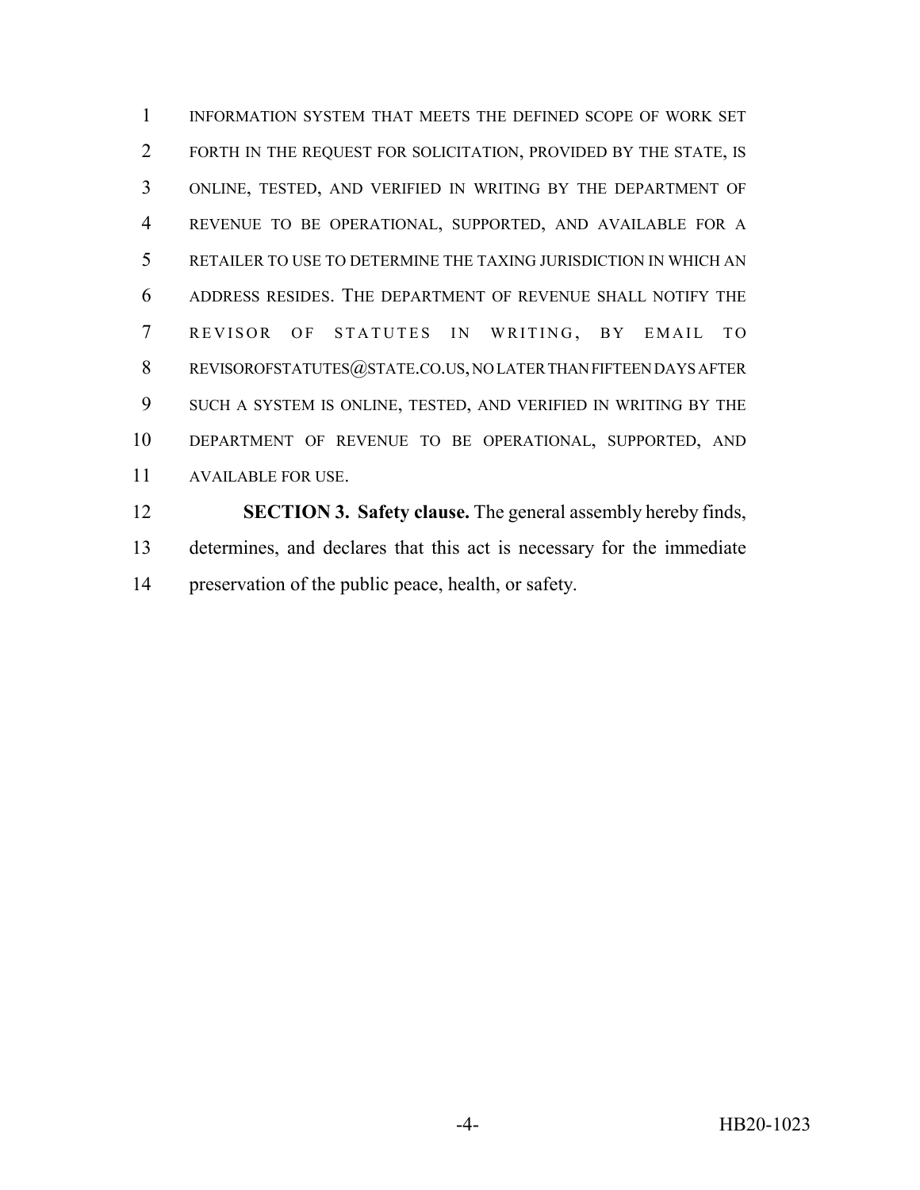INFORMATION SYSTEM THAT MEETS THE DEFINED SCOPE OF WORK SET FORTH IN THE REQUEST FOR SOLICITATION, PROVIDED BY THE STATE, IS ONLINE, TESTED, AND VERIFIED IN WRITING BY THE DEPARTMENT OF REVENUE TO BE OPERATIONAL, SUPPORTED, AND AVAILABLE FOR A RETAILER TO USE TO DETERMINE THE TAXING JURISDICTION IN WHICH AN ADDRESS RESIDES. THE DEPARTMENT OF REVENUE SHALL NOTIFY THE REVISOR OF STATUTES IN WRITING, BY EMAIL TO REVISOROFSTATUTES@STATE.CO.US, NO LATER THAN FIFTEEN DAYS AFTER SUCH A SYSTEM IS ONLINE, TESTED, AND VERIFIED IN WRITING BY THE DEPARTMENT OF REVENUE TO BE OPERATIONAL, SUPPORTED, AND AVAILABLE FOR USE.

**SECTION 3. Safety clause.** The general assembly hereby finds, determines, and declares that this act is necessary for the immediate preservation of the public peace, health, or safety.